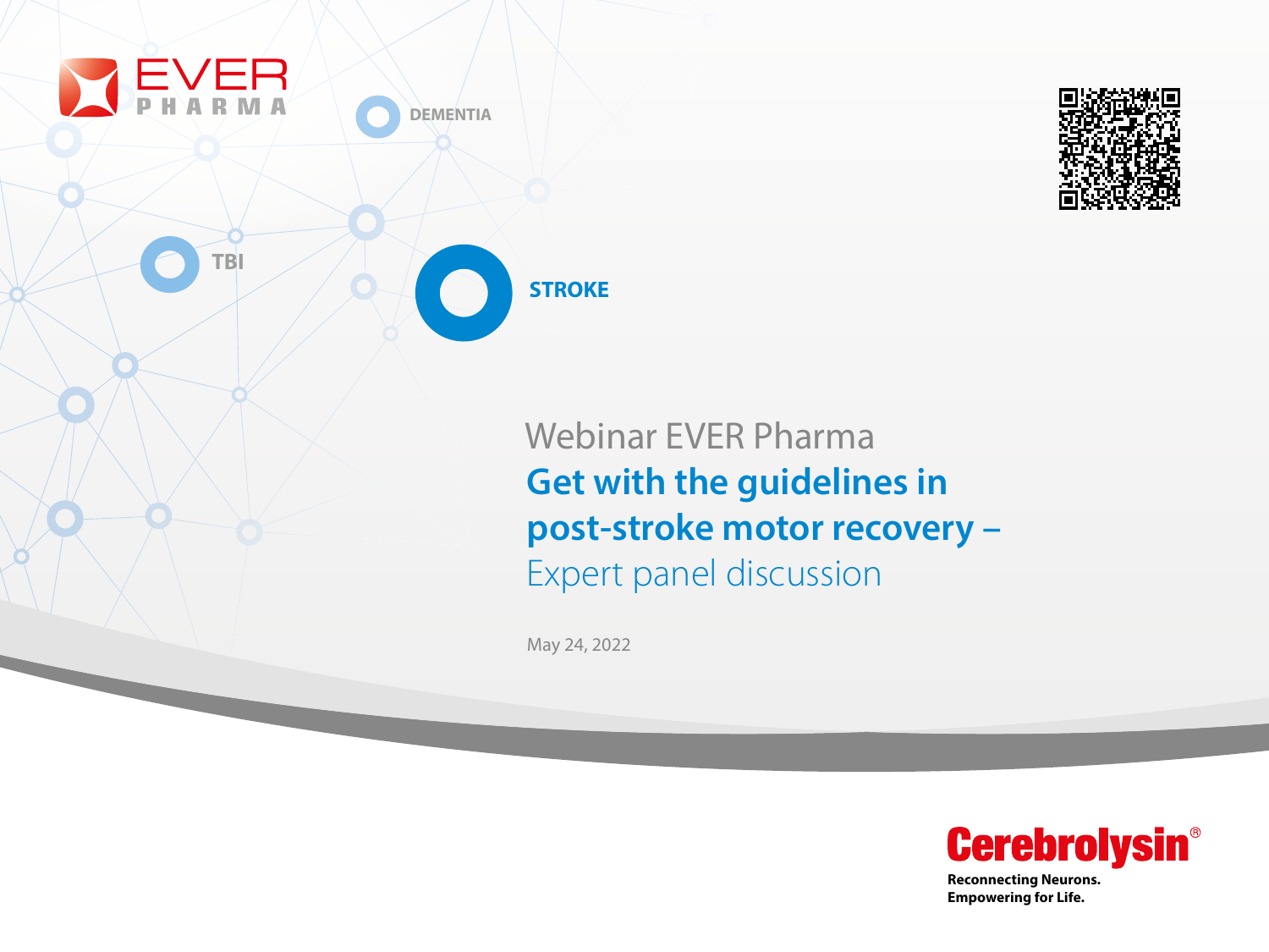EVER PHARMA

DEMENTIA

TBI

STROKE

Webinar EVER Pharma

# Get with the guidelines in post-stroke motor recovery –

## Expert panel discussion

May 24, 2022

Cerebrolysin®

**Reconnecting Neurons.**
**Empowering for Life.**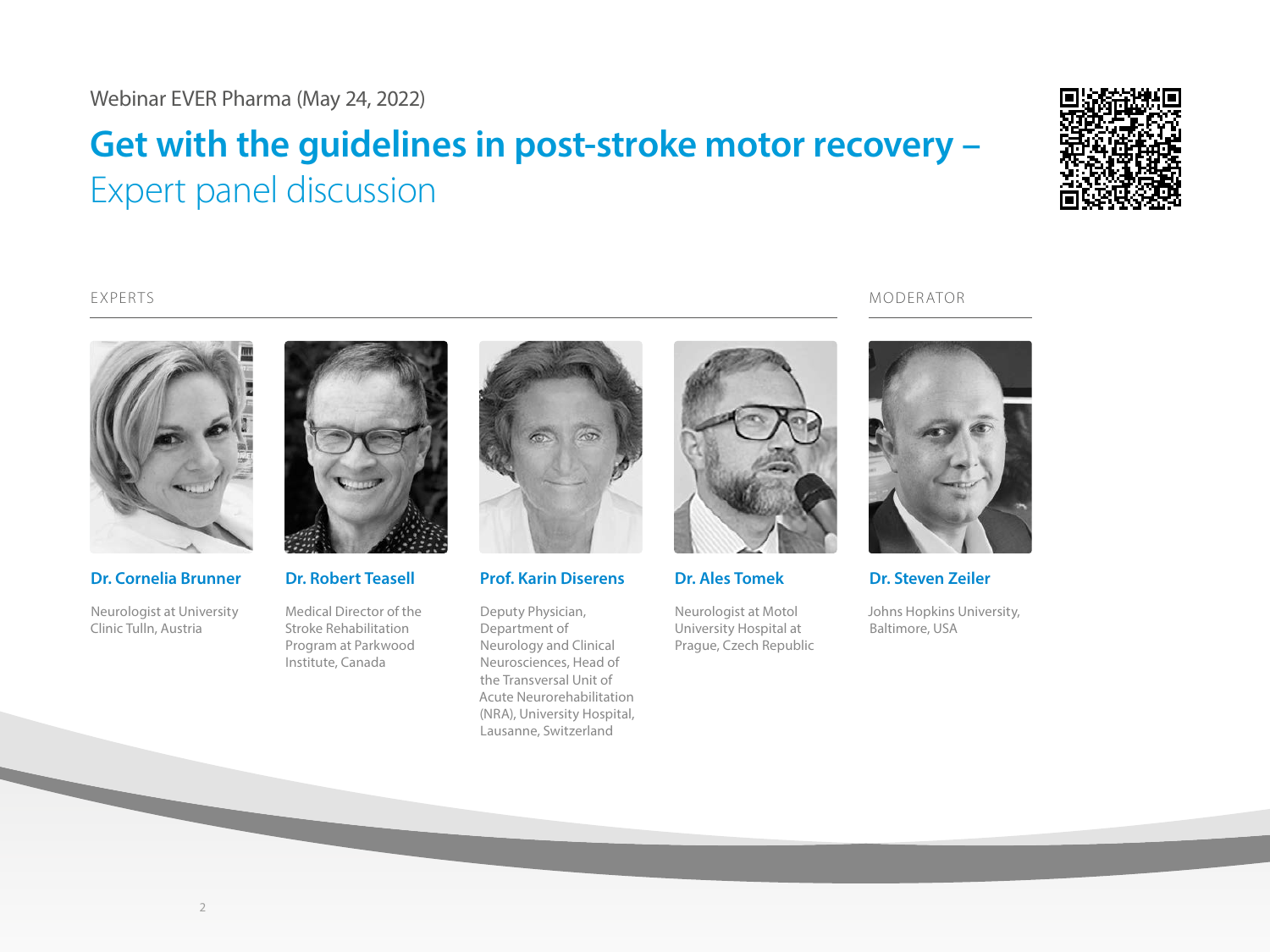Webinar EVER Pharma (May 24, 2022)

# Get with the guidelines in post-stroke motor recovery – Expert panel discussion

## EXPERTS

**Dr. Cornelia Brunner**

Neurologist at University Clinic Tulln, Austria

**Dr. Robert Teasell**

Medical Director of the Stroke Rehabilitation Program at Parkwood Institute, Canada

**Prof. Karin Diserens**

Deputy Physician, Department of Neurology and Clinical Neurosciences, Head of the Transversal Unit of Acute Neurorehabilitation (NRA), University Hospital, Lausanne, Switzerland

**Dr. Ales Tomek**

Neurologist at Motol University Hospital at Prague, Czech Republic

## MODERATOR

**Dr. Steven Zeiler**

Johns Hopkins University, Baltimore, USA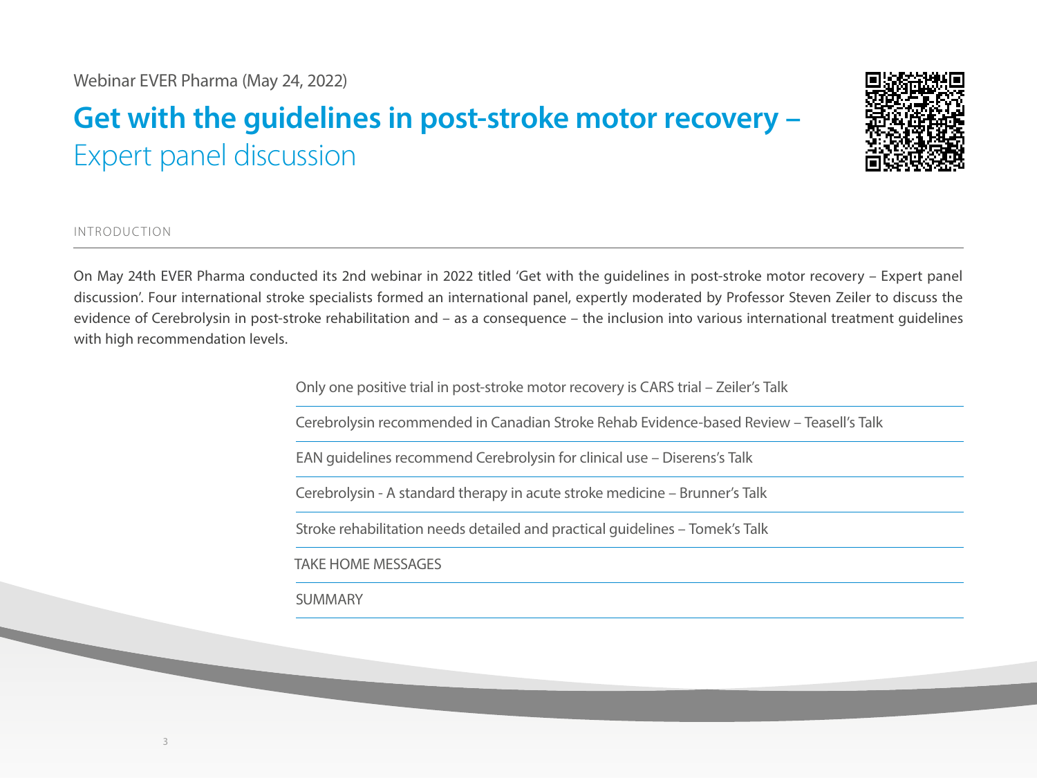Webinar EVER Pharma (May 24, 2022)

# Get with the guidelines in post-stroke motor recovery – Expert panel discussion

## INTRODUCTION

On May 24th EVER Pharma conducted its 2nd webinar in 2022 titled 'Get with the guidelines in post-stroke motor recovery – Expert panel discussion'. Four international stroke specialists formed an international panel, expertly moderated by Professor Steven Zeiler to discuss the evidence of Cerebrolysin in post-stroke rehabilitation and – as a consequence – the inclusion into various international treatment guidelines with high recommendation levels.

- Only one positive trial in post-stroke motor recovery is CARS trial – Zeiler's Talk
- Cerebrolysin recommended in Canadian Stroke Rehab Evidence-based Review – Teasell's Talk
- EAN guidelines recommend Cerebrolysin for clinical use – Diserens's Talk
- Cerebrolysin - A standard therapy in acute stroke medicine – Brunner's Talk
- Stroke rehabilitation needs detailed and practical guidelines – Tomek's Talk
- TAKE HOME MESSAGES
- SUMMARY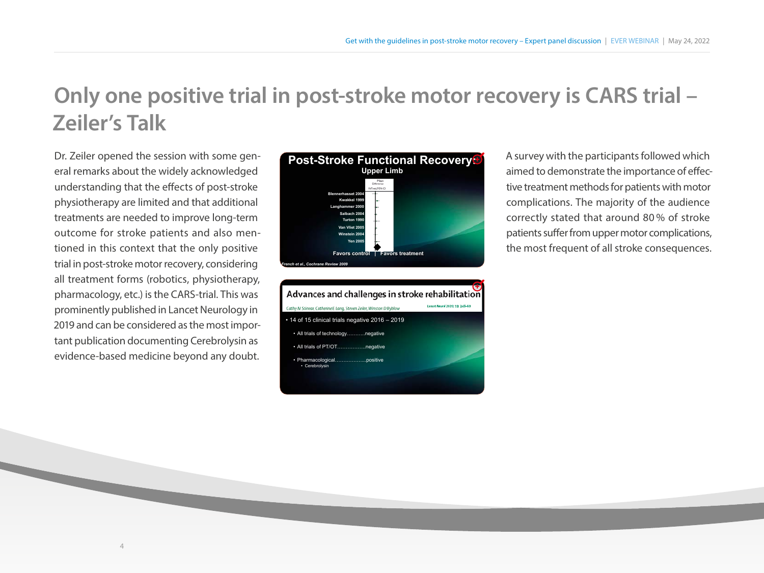# Only one positive trial in post-stroke motor recovery is CARS trial – Zeiler's Talk

Dr. Zeiler opened the session with some general remarks about the widely acknowledged understanding that the effects of post-stroke physiotherapy are limited and that additional treatments are needed to improve long-term outcome for stroke patients and also mentioned in this context that the only positive trial in post-stroke motor recovery, considering all treatment forms (robotics, physiotherapy, pharmacology, etc.) is the CARS-trial. This was prominently published in Lancet Neurology in 2019 and can be considered as the most important publication documenting Cerebrolysin as evidence-based medicine beyond any doubt.

**Post-Stroke Functional Recovery**
**Upper Limb**

Blennerhasset 2004, Kwakkel 1999, Langhammer 2000, Salbach 2004, Turton 1990, Van Vliet 2005, Winstein 2004, Yen 2005

Favors control | Favors treatment

*French et al., Cochrane Review 2009*

**Advances and challenges in stroke rehabilitation**

*Cathy M Stinear, Catherine E Lang, Steven Zeiler, Winston D Byblow* — Lancet Neurol 2020; 19: 348–60

- 14 of 15 clinical trials negative 2016 – 2019
  - All trials of technology...........negative
  - All trials of PT/OT.................negative
  - Pharmacological...................positive
    - Cerebrolysin

A survey with the participants followed which aimed to demonstrate the importance of effective treatment methods for patients with motor complications. The majority of the audience correctly stated that around 80 % of stroke patients suffer from upper motor complications, the most frequent of all stroke consequences.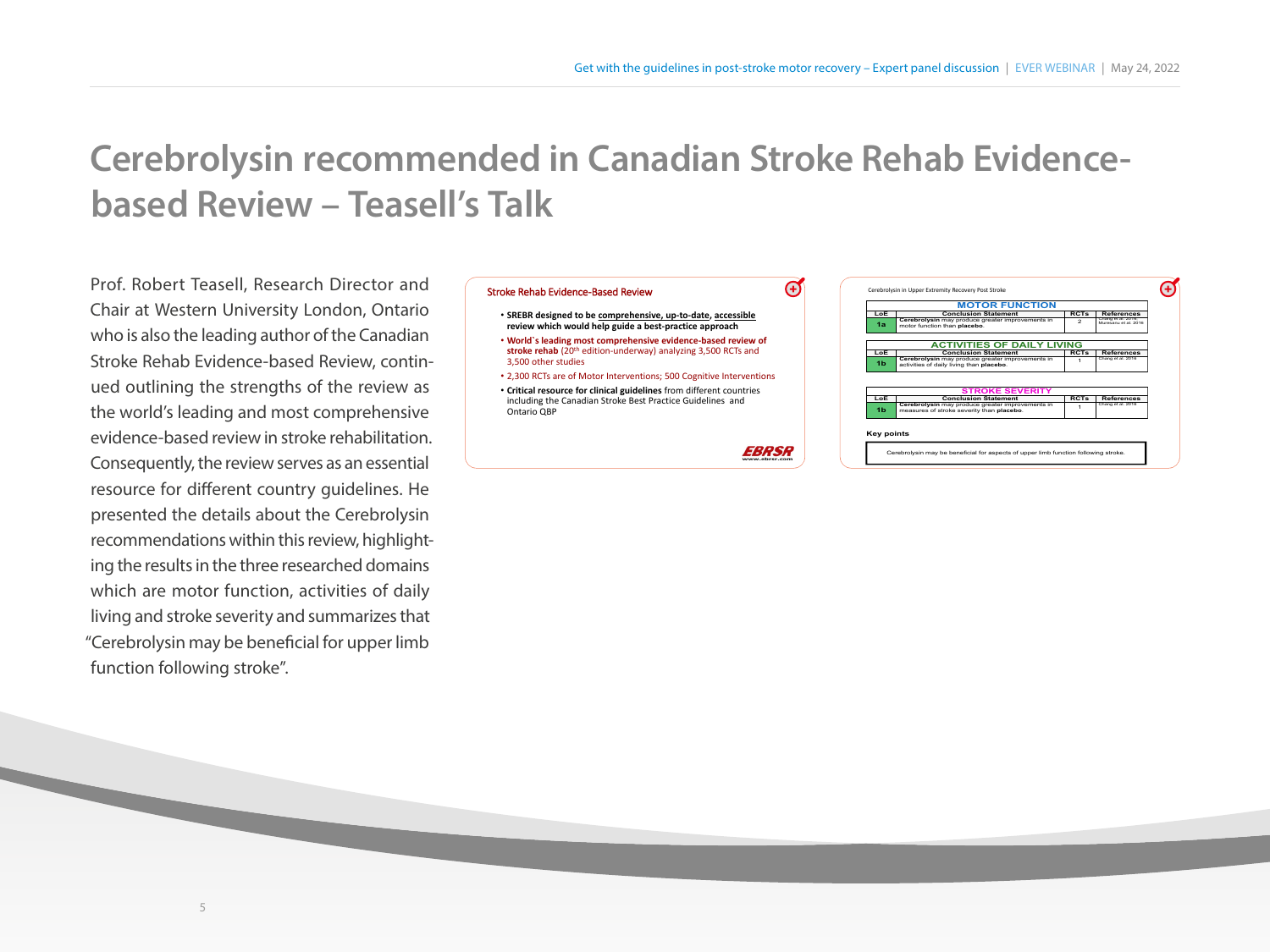# Cerebrolysin recommended in Canadian Stroke Rehab Evidence-based Review – Teasell's Talk

Prof. Robert Teasell, Research Director and Chair at Western University London, Ontario who is also the leading author of the Canadian Stroke Rehab Evidence-based Review, continued outlining the strengths of the review as the world's leading and most comprehensive evidence-based review in stroke rehabilitation. Consequently, the review serves as an essential resource for different country guidelines. He presented the details about the Cerebrolysin recommendations within this review, highlighting the results in the three researched domains which are motor function, activities of daily living and stroke severity and summarizes that "Cerebrolysin may be beneficial for upper limb function following stroke".

### Stroke Rehab Evidence-Based Review

- **SREBR designed to be comprehensive, up-to-date, accessible review which would help guide a best-practice approach**
- **World`s leading most comprehensive evidence-based review of stroke rehab** (20th edition-underway) analyzing 3,500 RCTs and 3,500 other studies
- 2,300 RCTs are of Motor Interventions; 500 Cognitive Interventions
- **Critical resource for clinical guidelines** from different countries including the Canadian Stroke Best Practice Guidelines and Ontario QBP

EBRSR
www.ebrsr.com

### Cerebrolysin in Upper Extremity Recovery Post Stroke

**MOTOR FUNCTION**

| LoE | Conclusion Statement | RCTs | References |
|---|---|---|---|
| 1a | **Cerebrolysin** may produce greater improvements in motor function than **placebo**. | 2 | Chang et al. 2016; Muresanu et al. 2016 |

**ACTIVITIES OF DAILY LIVING**

| LoE | Conclusion Statement | RCTs | References |
|---|---|---|---|
| 1b | **Cerebrolysin** may produce greater improvements in activities of daily living than **placebo**. | 1 | Chang et al. 2016 |

**STROKE SEVERITY**

| LoE | Conclusion Statement | RCTs | References |
|---|---|---|---|
| 1b | **Cerebrolysin** may produce greater improvements in measures of stroke severity than **placebo**. | 1 | Chang et al. 2016 |

**Key points**

Cerebrolysin may be beneficial for aspects of upper limb function following stroke.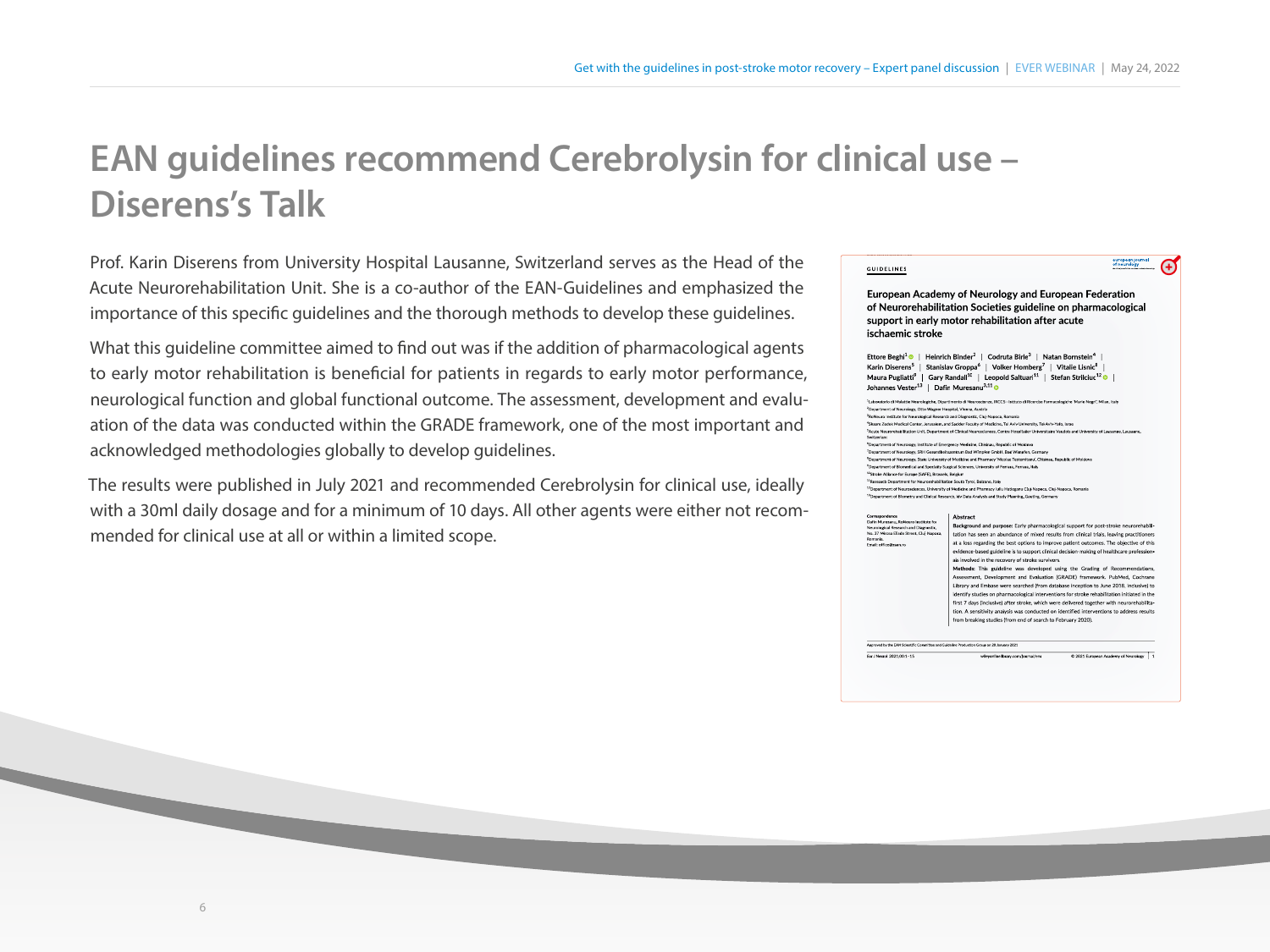# EAN guidelines recommend Cerebrolysin for clinical use – Diserens's Talk

Prof. Karin Diserens from University Hospital Lausanne, Switzerland serves as the Head of the Acute Neurorehabilitation Unit. She is a co-author of the EAN-Guidelines and emphasized the importance of this specific guidelines and the thorough methods to develop these guidelines.

What this guideline committee aimed to find out was if the addition of pharmacological agents to early motor rehabilitation is beneficial for patients in regards to early motor performance, neurological function and global functional outcome. The assessment, development and evaluation of the data was conducted within the GRADE framework, one of the most important and acknowledged methodologies globally to develop guidelines.

The results were published in July 2021 and recommended Cerebrolysin for clinical use, ideally with a 30ml daily dosage and for a minimum of 10 days. All other agents were either not recommended for clinical use at all or within a limited scope.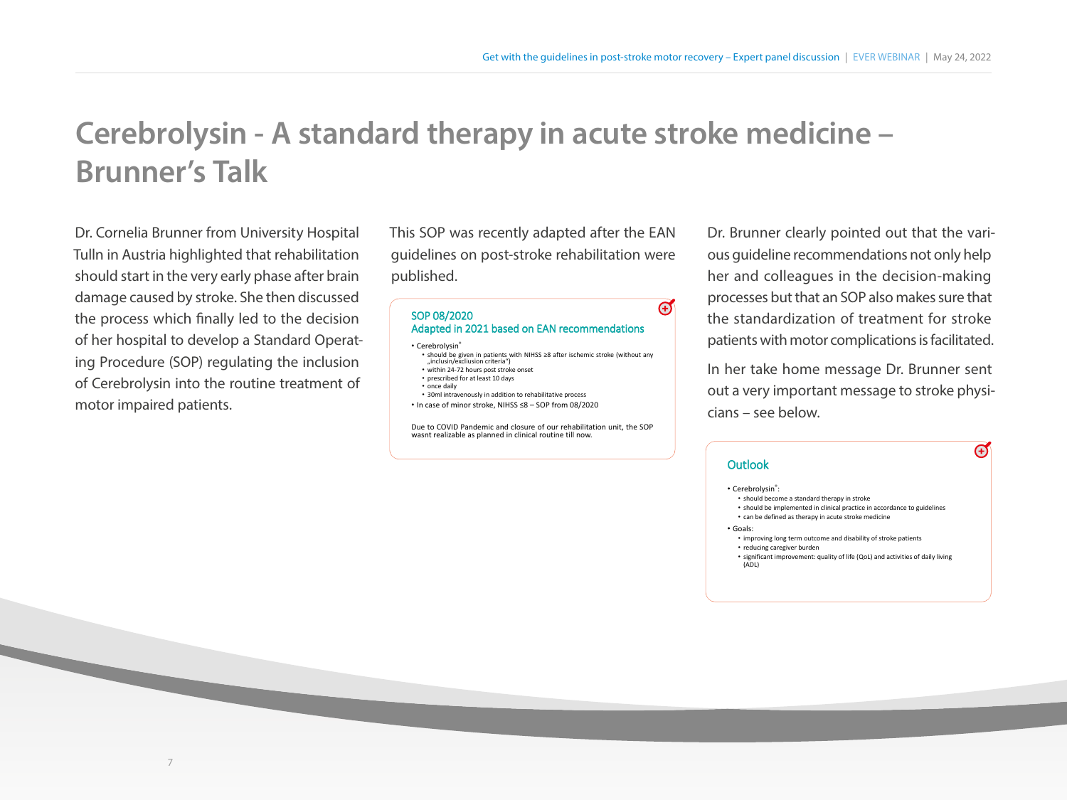# Cerebrolysin - A standard therapy in acute stroke medicine – Brunner's Talk

Dr. Cornelia Brunner from University Hospital Tulln in Austria highlighted that rehabilitation should start in the very early phase after brain damage caused by stroke. She then discussed the process which finally led to the decision of her hospital to develop a Standard Operating Procedure (SOP) regulating the inclusion of Cerebrolysin into the routine treatment of motor impaired patients.

This SOP was recently adapted after the EAN guidelines on post-stroke rehabilitation were published.

**SOP 08/2020**
**Adapted in 2021 based on EAN recommendations**

- Cerebrolysin®
  - should be given in patients with NIHSS ≥8 after ischemic stroke (without any „inclusin/excliusion criteria")
  - within 24-72 hours post stroke onset
  - prescribed for at least 10 days
  - once daily
  - 30ml intravenously in addition to rehabilitative process
- In case of minor stroke, NIHSS ≤8 – SOP from 08/2020

Due to COVID Pandemic and closure of our rehabilitation unit, the SOP wasnt realizable as planned in clinical routine till now.

Dr. Brunner clearly pointed out that the various guideline recommendations not only help her and colleagues in the decision-making processes but that an SOP also makes sure that the standardization of treatment for stroke patients with motor complications is facilitated.

In her take home message Dr. Brunner sent out a very important message to stroke physicians – see below.

**Outlook**

- Cerebrolysin®:
  - should become a standard therapy in stroke
  - should be implemented in clinical practice in accordance to guidelines
  - can be defined as therapy in acute stroke medicine
- Goals:
  - improving long term outcome and disability of stroke patients
  - reducing caregiver burden
  - significant improvement: quality of life (QoL) and activities of daily living (ADL)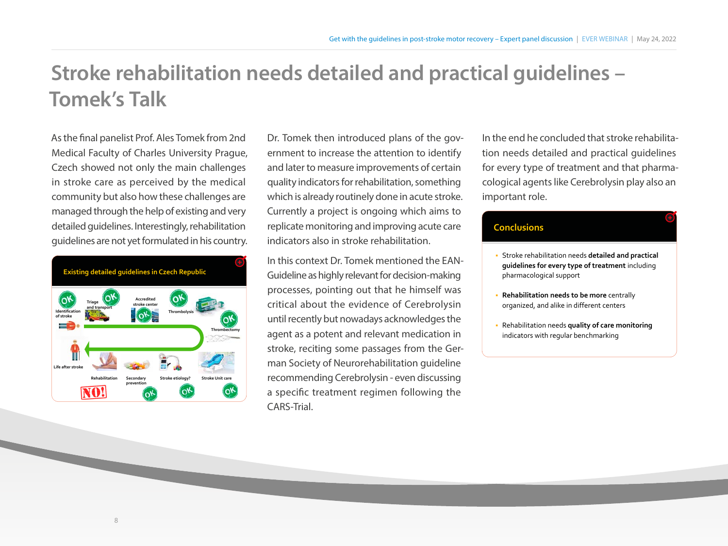# Stroke rehabilitation needs detailed and practical guidelines – Tomek's Talk

As the final panelist Prof. Ales Tomek from 2nd Medical Faculty of Charles University Prague, Czech showed not only the main challenges in stroke care as perceived by the medical community but also how these challenges are managed through the help of existing and very detailed guidelines. Interestingly, rehabilitation guidelines are not yet formulated in his country.

**Existing detailed guidelines in Czech Republic**

Identification of stroke – OK; Triage and transport – OK; Accredited stroke center – OK; Thrombolysis – OK; Thrombectomy – OK; Stroke Unit care – OK; Stroke etiology? – OK; Secondary prevention – OK; Rehabilitation – NO!; Life after stroke

Dr. Tomek then introduced plans of the government to increase the attention to identify and later to measure improvements of certain quality indicators for rehabilitation, something which is already routinely done in acute stroke. Currently a project is ongoing which aims to replicate monitoring and improving acute care indicators also in stroke rehabilitation.

In this context Dr. Tomek mentioned the EAN-Guideline as highly relevant for decision-making processes, pointing out that he himself was critical about the evidence of Cerebrolysin until recently but nowadays acknowledges the agent as a potent and relevant medication in stroke, reciting some passages from the German Society of Neurorehabilitation guideline recommending Cerebrolysin - even discussing a specific treatment regimen following the CARS-Trial.

In the end he concluded that stroke rehabilitation needs detailed and practical guidelines for every type of treatment and that pharmacological agents like Cerebrolysin play also an important role.

**Conclusions**

- Stroke rehabilitation needs **detailed and practical guidelines for every type of treatment** including pharmacological support
- **Rehabilitation needs to be more** centrally organized, and alike in different centers
- Rehabilitation needs **quality of care monitoring** indicators with regular benchmarking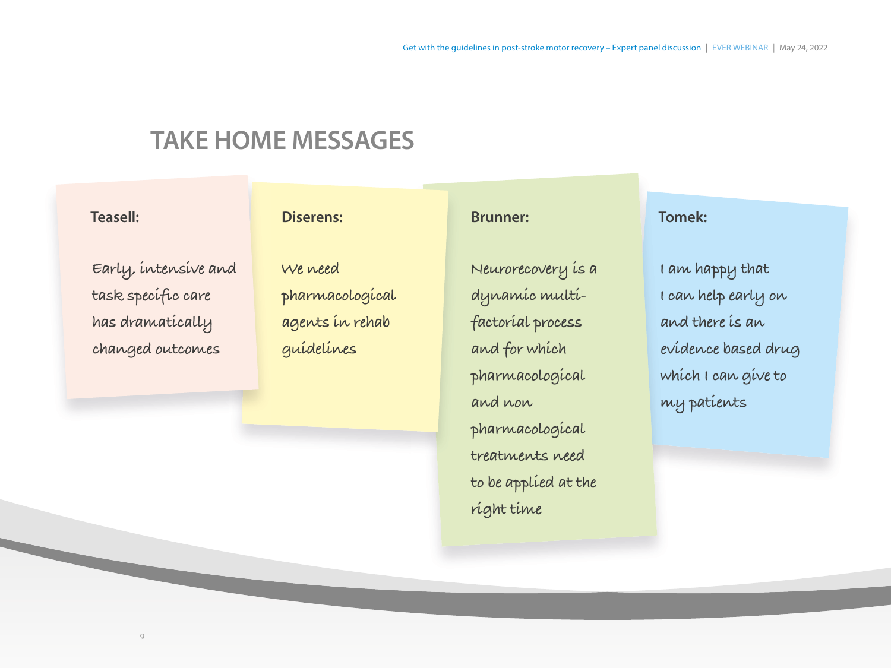# TAKE HOME MESSAGES

**Teasell:**

Early, intensive and task specific care has dramatically changed outcomes

**Diserens:**

We need pharmacological agents in rehab guidelines

**Brunner:**

Neurorecovery is a dynamic multi-factorial process and for which pharmacological and non pharmacological treatments need to be applied at the right time

**Tomek:**

I am happy that I can help early on and there is an evidence based drug which I can give to my patients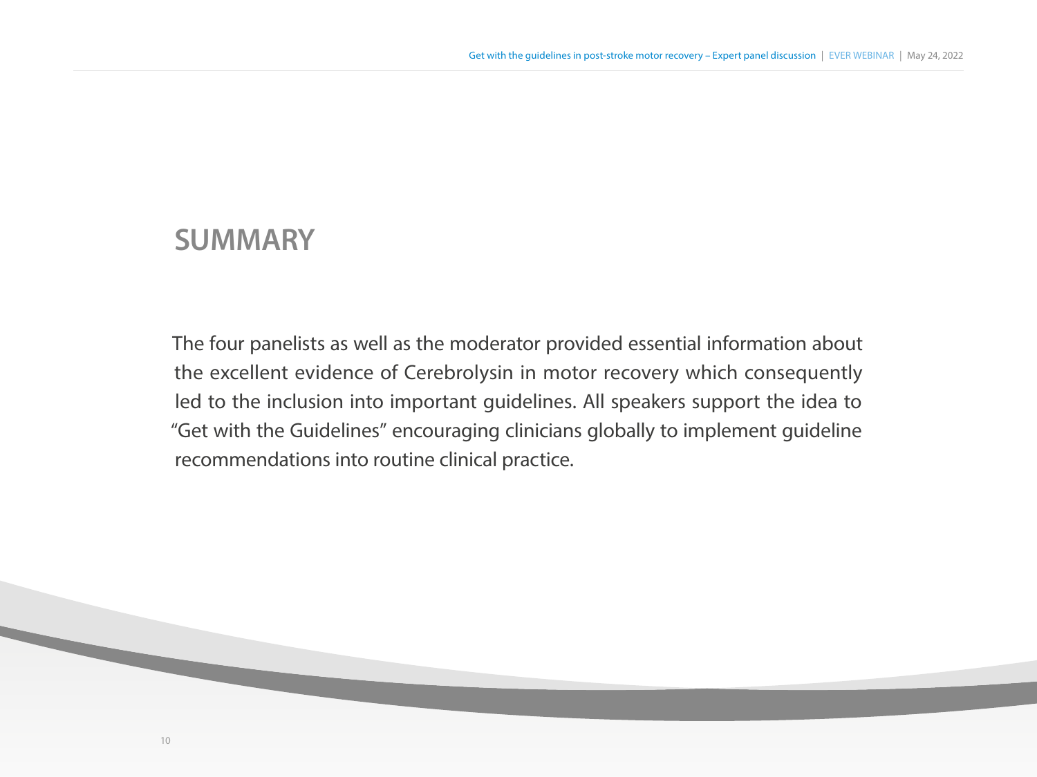## SUMMARY

The four panelists as well as the moderator provided essential information about the excellent evidence of Cerebrolysin in motor recovery which consequently led to the inclusion into important guidelines. All speakers support the idea to "Get with the Guidelines" encouraging clinicians globally to implement guideline recommendations into routine clinical practice.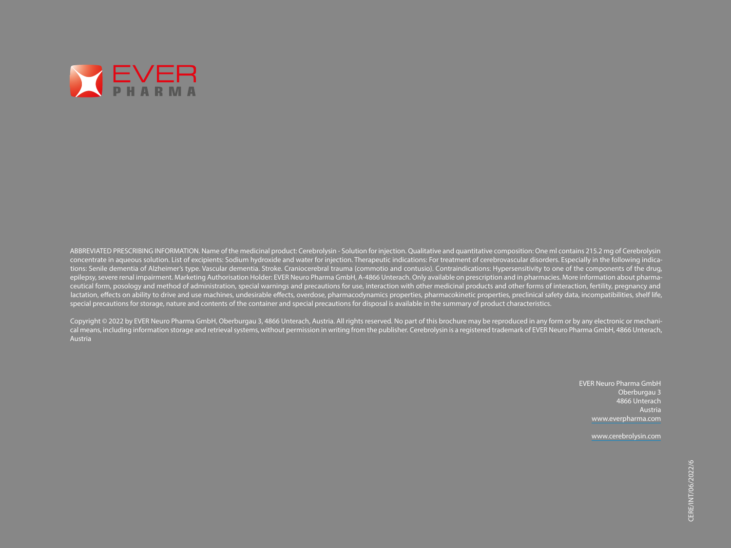EVER PHARMA

ABBREVIATED PRESCRIBING INFORMATION. Name of the medicinal product: Cerebrolysin - Solution for injection. Qualitative and quantitative composition: One ml contains 215.2 mg of Cerebrolysin concentrate in aqueous solution. List of excipients: Sodium hydroxide and water for injection. Therapeutic indications: For treatment of cerebrovascular disorders. Especially in the following indications: Senile dementia of Alzheimer's type. Vascular dementia. Stroke. Craniocerebral trauma (commotio and contusio). Contraindications: Hypersensitivity to one of the components of the drug, epilepsy, severe renal impairment. Marketing Authorisation Holder: EVER Neuro Pharma GmbH, A-4866 Unterach. Only available on prescription and in pharmacies. More information about pharmaceutical form, posology and method of administration, special warnings and precautions for use, interaction with other medicinal products and other forms of interaction, fertility, pregnancy and lactation, effects on ability to drive and use machines, undesirable effects, overdose, pharmacodynamics properties, pharmacokinetic properties, preclinical safety data, incompatibilities, shelf life, special precautions for storage, nature and contents of the container and special precautions for disposal is available in the summary of product characteristics.

Copyright © 2022 by EVER Neuro Pharma GmbH, Oberburgau 3, 4866 Unterach, Austria. All rights reserved. No part of this brochure may be reproduced in any form or by any electronic or mechanical means, including information storage and retrieval systems, without permission in writing from the publisher. Cerebrolysin is a registered trademark of EVER Neuro Pharma GmbH, 4866 Unterach, Austria

EVER Neuro Pharma GmbH
Oberburgau 3
4866 Unterach
Austria
www.everpharma.com

www.cerebrolysin.com

CERE/INT/06/2022/6